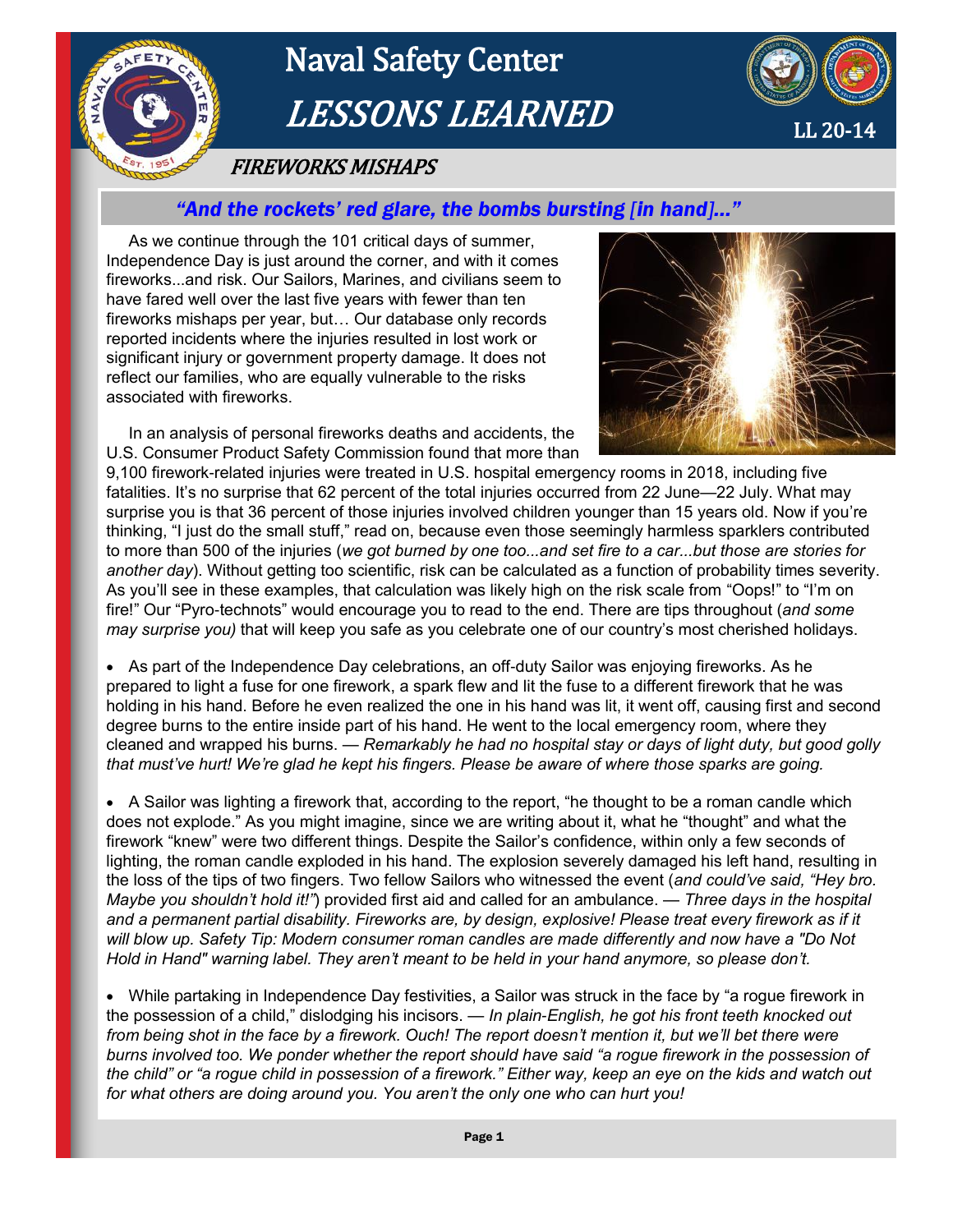# Naval Safety Center

# *LESSONS LEARNED*

LL 20-14

## *FIREWORKS MISHAPS*

### *"And the rockets' red glare, the bombs bursting [in hand]..."*

As we continue through the 101 critical days of summer, Independence Day is just around the corner, and with it comes fireworks...and risk. Our Sailors, Marines, and civilians seem to have fared well over the last five years with fewer than ten fireworks mishaps per year, but… Our database only records reported incidents where the injuries resulted in lost work or significant injury or government property damage. It does not reflect our families, who are equally vulnerable to the risks associated with fireworks.

In an analysis of personal fireworks deaths and accidents, the U.S. Consumer Product Safety Commission found that more than 9,100 firework-related injuries were treated in U.S. hospital emergency rooms in 2018, including five fatalities. It's no surprise that 62 percent of the total injuries occurred from 22 June—22 July. What may surprise you is that 36 percent of those injuries involved children younger than 15 years old. Now if you're thinking, "I just do the small stuff," read on, because even those seemingly harmless sparklers contributed to more than 500 of the injuries (*we got burned by one too...and set fire to a car...but those are stories for another day*). Without getting too scientific, risk can be calculated as a function of probability times severity. As you'll see in these examples, that calculation was likely high on the risk scale from "Oops!" to "I'm on fire!" Our "Pyro-technots" would encourage you to read to the end. There are tips throughout (*and some may surprise you)* that will keep you safe as you celebrate one of our country's most cherished holidays.

- As part of the Independence Day celebrations, an off-duty Sailor was enjoying fireworks. As he prepared to light a fuse for one firework, a spark flew and lit the fuse to a different firework that he was holding in his hand. Before he even realized the one in his hand was lit, it went off, causing first and second degree burns to the entire inside part of his hand. He went to the local emergency room, where they cleaned and wrapped his burns. — *Remarkably he had no hospital stay or days of light duty, but good golly that must've hurt! We're glad he kept his fingers. Please be aware of where those sparks are going.*

- A Sailor was lighting a firework that, according to the report, "he thought to be a roman candle which does not explode." As you might imagine, since we are writing about it, what he "thought" and what the firework "knew" were two different things. Despite the Sailor's confidence, within only a few seconds of lighting, the roman candle exploded in his hand. The explosion severely damaged his left hand, resulting in the loss of the tips of two fingers. Two fellow Sailors who witnessed the event (*and could've said, "Hey bro. Maybe you shouldn't hold it!"*) provided first aid and called for an ambulance. — *Three days in the hospital and a permanent partial disability. Fireworks are, by design, explosive! Please treat every firework as if it will blow up. Safety Tip: Modern consumer roman candles are made differently and now have a "Do Not Hold in Hand" warning label. They aren't meant to be held in your hand anymore, so please don't.*

- While partaking in Independence Day festivities, a Sailor was struck in the face by "a rogue firework in the possession of a child," dislodging his incisors. — *In plain-English, he got his front teeth knocked out from being shot in the face by a firework. Ouch! The report doesn't mention it, but we'll bet there were burns involved too. We ponder whether the report should have said "a rogue firework in the possession of the child" or "a rogue child in possession of a firework." Either way, keep an eye on the kids and watch out for what others are doing around you. You aren't the only one who can hurt you!*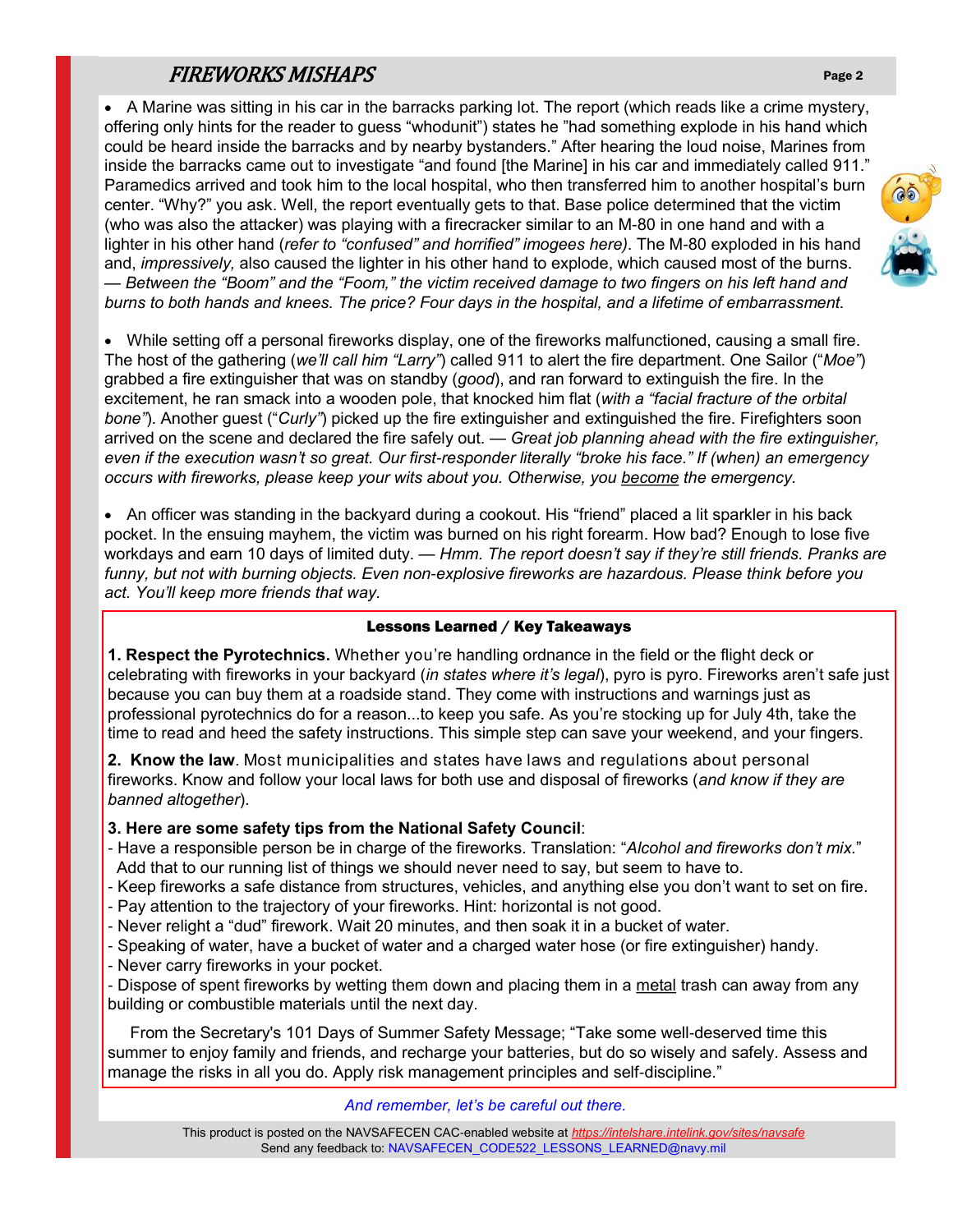## *FIREWORKS MISHAPS*

- A Marine was sitting in his car in the barracks parking lot. The report (which reads like a crime mystery, offering only hints for the reader to guess "whodunit") states he "had something explode in his hand which could be heard inside the barracks and by nearby bystanders." After hearing the loud noise, Marines from inside the barracks came out to investigate "and found [the Marine] in his car and immediately called 911." Paramedics arrived and took him to the local hospital, who then transferred him to another hospital's burn center. "Why?" you ask. Well, the report eventually gets to that. Base police determined that the victim (who was also the attacker) was playing with a firecracker similar to an M-80 in one hand and with a lighter in his other hand (*refer to "confused" and horrified" imogees here)*. The M-80 exploded in his hand and, *impressively,* also caused the lighter in his other hand to explode, which caused most of the burns. *— Between the "Boom" and the "Foom," the victim received damage to two fingers on his left hand and burns to both hands and knees. The price? Four days in the hospital, and a lifetime of embarrassment.*

- While setting off a personal fireworks display, one of the fireworks malfunctioned, causing a small fire. The host of the gathering (*we'll call him "Larry"*) called 911 to alert the fire department. One Sailor ("*Moe*") grabbed a fire extinguisher that was on standby (*good*), and ran forward to extinguish the fire. In the excitement, he ran smack into a wooden pole, that knocked him flat (*with a "facial fracture of the orbital bone"*). Another guest ("*Curly"*) picked up the fire extinguisher and extinguished the fire. Firefighters soon arrived on the scene and declared the fire safely out. — *Great job planning ahead with the fire extinguisher, even if the execution wasn't so great. Our first-responder literally "broke his face." If (when) an emergency occurs with fireworks, please keep your wits about you. Otherwise, you <u>become</u> the emergency.*

- An officer was standing in the backyard during a cookout. His "friend" placed a lit sparkler in his back pocket. In the ensuing mayhem, the victim was burned on his right forearm. How bad? Enough to lose five workdays and earn 10 days of limited duty. — *Hmm. The report doesn't say if they're still friends. Pranks are funny, but not with burning objects. Even non-explosive fireworks are hazardous. Please think before you act. You'll keep more friends that way.*

### Lessons Learned / Key Takeaways

**1. Respect the Pyrotechnics.** Whether you're handling ordnance in the field or the flight deck or celebrating with fireworks in your backyard (*in states where it's legal*), pyro is pyro. Fireworks aren't safe just because you can buy them at a roadside stand. They come with instructions and warnings just as professional pyrotechnics do for a reason...to keep you safe. As you're stocking up for July 4th, take the time to read and heed the safety instructions. This simple step can save your weekend, and your fingers.

**2. Know the law**. Most municipalities and states have laws and regulations about personal fireworks. Know and follow your local laws for both use and disposal of fireworks (*and know if they are banned altogether*).

**3. Here are some safety tips from the National Safety Council**:

- Have a responsible person be in charge of the fireworks. Translation: "*Alcohol and fireworks don't mix.*" Add that to our running list of things we should never need to say, but seem to have to.
- Keep fireworks a safe distance from structures, vehicles, and anything else you don't want to set on fire.
- Pay attention to the trajectory of your fireworks. Hint: horizontal is not good.
- Never relight a "dud" firework. Wait 20 minutes, and then soak it in a bucket of water.
- Speaking of water, have a bucket of water and a charged water hose (or fire extinguisher) handy.
- Never carry fireworks in your pocket.
- Dispose of spent fireworks by wetting them down and placing them in a <u>metal</u> trash can away from any building or combustible materials until the next day.

From the Secretary's 101 Days of Summer Safety Message; "Take some well-deserved time this summer to enjoy family and friends, and recharge your batteries, but do so wisely and safely. Assess and manage the risks in all you do. Apply risk management principles and self-discipline."

*And remember, let's be careful out there.*

This product is posted on the NAVSAFECEN CAC-enabled website at *https://intelshare.intelink.gov/sites/navsafe*
Send any feedback to: NAVSAFECEN_CODE522_LESSONS_LEARNED@navy.mil